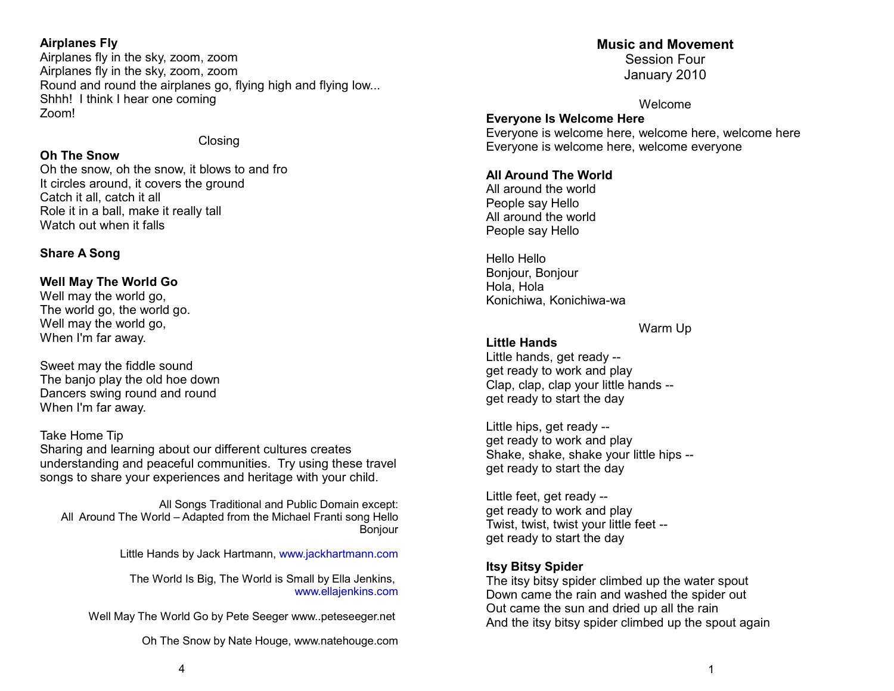**Airplanes Fly**
Airplanes fly in the sky, zoom, zoom
Airplanes fly in the sky, zoom, zoom
Round and round the airplanes go, flying high and flying low...
Shhh! I think I hear one coming
Zoom!

Closing

**Oh The Snow**
Oh the snow, oh the snow, it blows to and fro
It circles around, it covers the ground
Catch it all, catch it all
Role it in a ball, make it really tall
Watch out when it falls

**Share A Song**

**Well May The World Go**
Well may the world go,
The world go, the world go.
Well may the world go,
When I'm far away.

Sweet may the fiddle sound
The banjo play the old hoe down
Dancers swing round and round
When I'm far away.

Take Home Tip
Sharing and learning about our different cultures creates understanding and peaceful communities. Try using these travel songs to share your experiences and heritage with your child.

All Songs Traditional and Public Domain except:
All Around The World – Adapted from the Michael Franti song Hello Bonjour

Little Hands by Jack Hartmann, www.jackhartmann.com

The World Is Big, The World is Small by Ella Jenkins, www.ellajenkins.com

Well May The World Go by Pete Seeger www..peteseeger.net

Oh The Snow by Nate Houge, www.natehouge.com

# Music and Movement

Session Four
January 2010

Welcome

**Everyone Is Welcome Here**
Everyone is welcome here, welcome here, welcome here
Everyone is welcome here, welcome everyone

**All Around The World**
All around the world
People say Hello
All around the world
People say Hello

Hello Hello
Bonjour, Bonjour
Hola, Hola
Konichiwa, Konichiwa-wa

Warm Up

**Little Hands**
Little hands, get ready --
get ready to work and play
Clap, clap, clap your little hands --
get ready to start the day

Little hips, get ready --
get ready to work and play
Shake, shake, shake your little hips --
get ready to start the day

Little feet, get ready --
get ready to work and play
Twist, twist, twist your little feet --
get ready to start the day

**Itsy Bitsy Spider**
The itsy bitsy spider climbed up the water spout
Down came the rain and washed the spider out
Out came the sun and dried up all the rain
And the itsy bitsy spider climbed up the spout again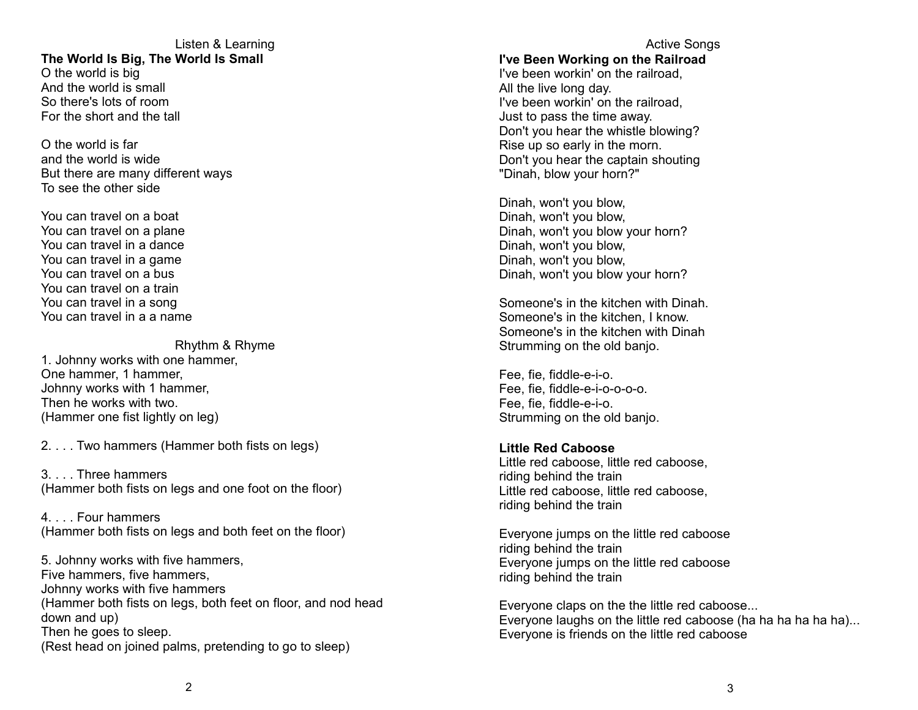## Listen & Learning

### The World Is Big, The World Is Small

O the world is big
And the world is small
So there's lots of room
For the short and the tall

O the world is far
and the world is wide
But there are many different ways
To see the other side

You can travel on a boat
You can travel on a plane
You can travel in a dance
You can travel in a game
You can travel on a bus
You can travel on a train
You can travel in a song
You can travel in a a name

## Rhythm & Rhyme

1. Johnny works with one hammer,
One hammer, 1 hammer,
Johnny works with 1 hammer,
Then he works with two.
(Hammer one fist lightly on leg)

2. . . . Two hammers (Hammer both fists on legs)

3. . . . Three hammers
(Hammer both fists on legs and one foot on the floor)

4. . . . Four hammers
(Hammer both fists on legs and both feet on the floor)

5. Johnny works with five hammers,
Five hammers, five hammers,
Johnny works with five hammers
(Hammer both fists on legs, both feet on floor, and nod head down and up)
Then he goes to sleep.
(Rest head on joined palms, pretending to go to sleep)

## Active Songs

### I've Been Working on the Railroad

I've been workin' on the railroad,
All the live long day.
I've been workin' on the railroad,
Just to pass the time away.
Don't you hear the whistle blowing?
Rise up so early in the morn.
Don't you hear the captain shouting
"Dinah, blow your horn?"

Dinah, won't you blow,
Dinah, won't you blow,
Dinah, won't you blow your horn?
Dinah, won't you blow,
Dinah, won't you blow,
Dinah, won't you blow your horn?

Someone's in the kitchen with Dinah.
Someone's in the kitchen, I know.
Someone's in the kitchen with Dinah
Strumming on the old banjo.

Fee, fie, fiddle-e-i-o.
Fee, fie, fiddle-e-i-o-o-o-o.
Fee, fie, fiddle-e-i-o.
Strumming on the old banjo.

### Little Red Caboose

Little red caboose, little red caboose,
riding behind the train
Little red caboose, little red caboose,
riding behind the train

Everyone jumps on the little red caboose
riding behind the train
Everyone jumps on the little red caboose
riding behind the train

Everyone claps on the the little red caboose...
Everyone laughs on the little red caboose (ha ha ha ha ha ha)...
Everyone is friends on the little red caboose